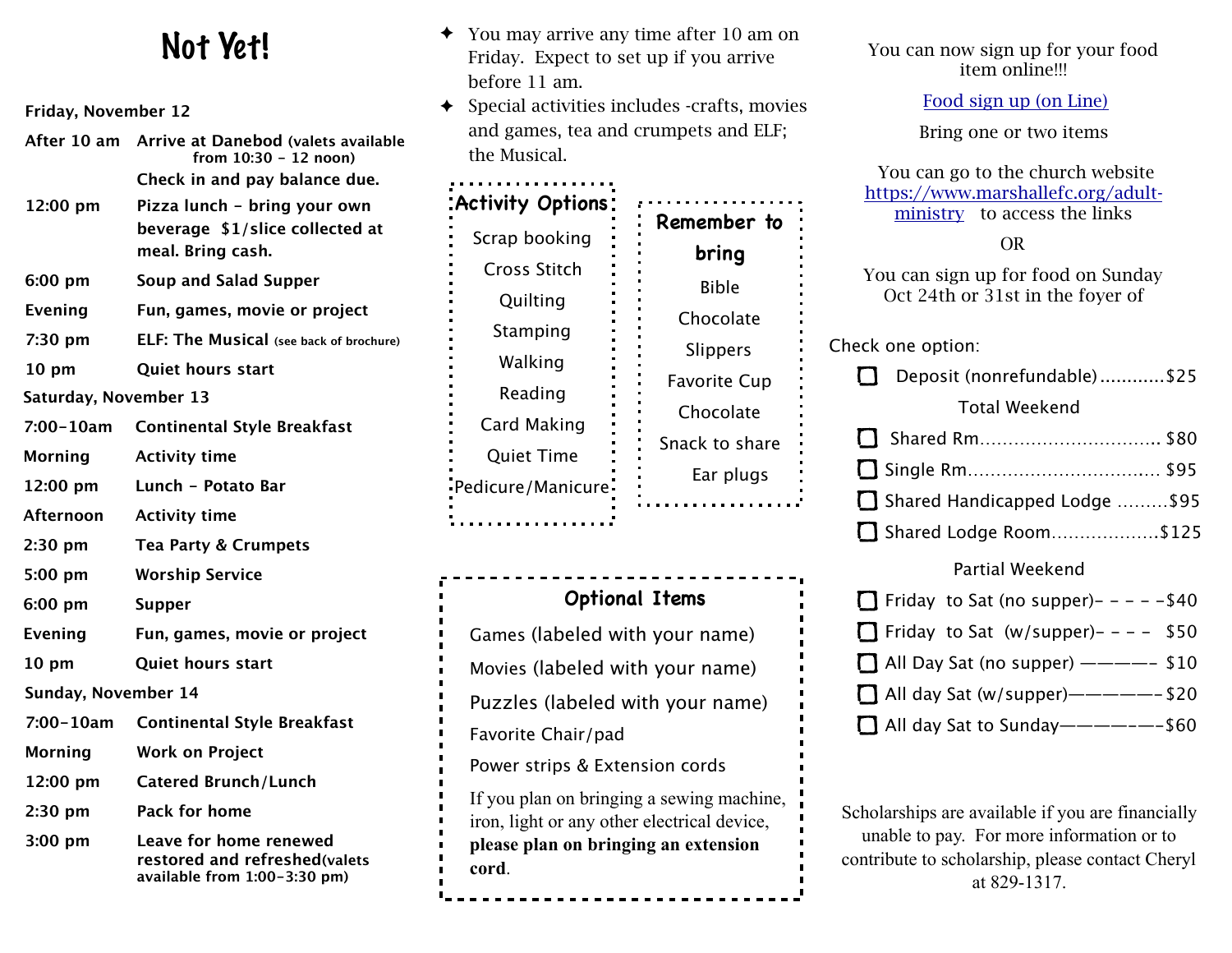# Not Yet!

**Friday, November 12**

| | |
|---|---|
| After 10 am | Arrive at Danebod (valets available from 10:30 - 12 noon) Check in and pay balance due. |
| 12:00 pm | Pizza lunch - bring your own beverage $1/slice collected at meal. Bring cash. |
| 6:00 pm | Soup and Salad Supper |
| Evening | Fun, games, movie or project |
| 7:30 pm | ELF: The Musical (see back of brochure) |
| 10 pm | Quiet hours start |

**Saturday, November 13**

| | |
|---|---|
| 7:00-10am | Continental Style Breakfast |
| Morning | Activity time |
| 12:00 pm | Lunch - Potato Bar |
| Afternoon | Activity time |
| 2:30 pm | Tea Party & Crumpets |
| 5:00 pm | Worship Service |
| 6:00 pm | Supper |
| Evening | Fun, games, movie or project |
| 10 pm | Quiet hours start |

**Sunday, November 14**

| | |
|---|---|
| 7:00-10am | Continental Style Breakfast |
| Morning | Work on Project |
| 12:00 pm | Catered Brunch/Lunch |
| 2:30 pm | Pack for home |
| 3:00 pm | Leave for home renewed restored and refreshed (valets available from 1:00-3:30 pm) |

- You may arrive any time after 10 am on Friday. Expect to set up if you arrive before 11 am.
- Special activities includes -crafts, movies and games, tea and crumpets and ELF; the Musical.

**Activity Options**

Scrap booking
Cross Stitch
Quilting
Stamping
Walking
Reading
Card Making
Quiet Time
Pedicure/Manicure

**Remember to bring**

Bible
Chocolate
Slippers
Favorite Cup
Chocolate
Snack to share
Ear plugs

**Optional Items**

Games (labeled with your name)
Movies (labeled with your name)
Puzzles (labeled with your name)
Favorite Chair/pad
Power strips & Extension cords

If you plan on bringing a sewing machine, iron, light or any other electrical device, **please plan on bringing an extension cord**.

You can now sign up for your food item online!!!

Food sign up (on Line)

Bring one or two items

You can go to the church website https://www.marshallefc.org/adult-ministry to access the links

OR

You can sign up for food on Sunday Oct 24th or 31st in the foyer of

Check one option:

- ☐ Deposit (nonrefundable)............$25

Total Weekend

- ☐ Shared Rm................................ $80
- ☐ Single Rm................................. $95
- ☐ Shared Handicapped Lodge .........$95
- ☐ Shared Lodge Room...................$125

Partial Weekend

- ☐ Friday to Sat (no supper)- - - - -$40
- ☐ Friday to Sat (w/supper)- - - - $50
- ☐ All Day Sat (no supper) ————- $10
- ☐ All day Sat (w/supper)—————- $20
- ☐ All day Sat to Sunday——————-$60

Scholarships are available if you are financially unable to pay. For more information or to contribute to scholarship, please contact Cheryl at 829-1317.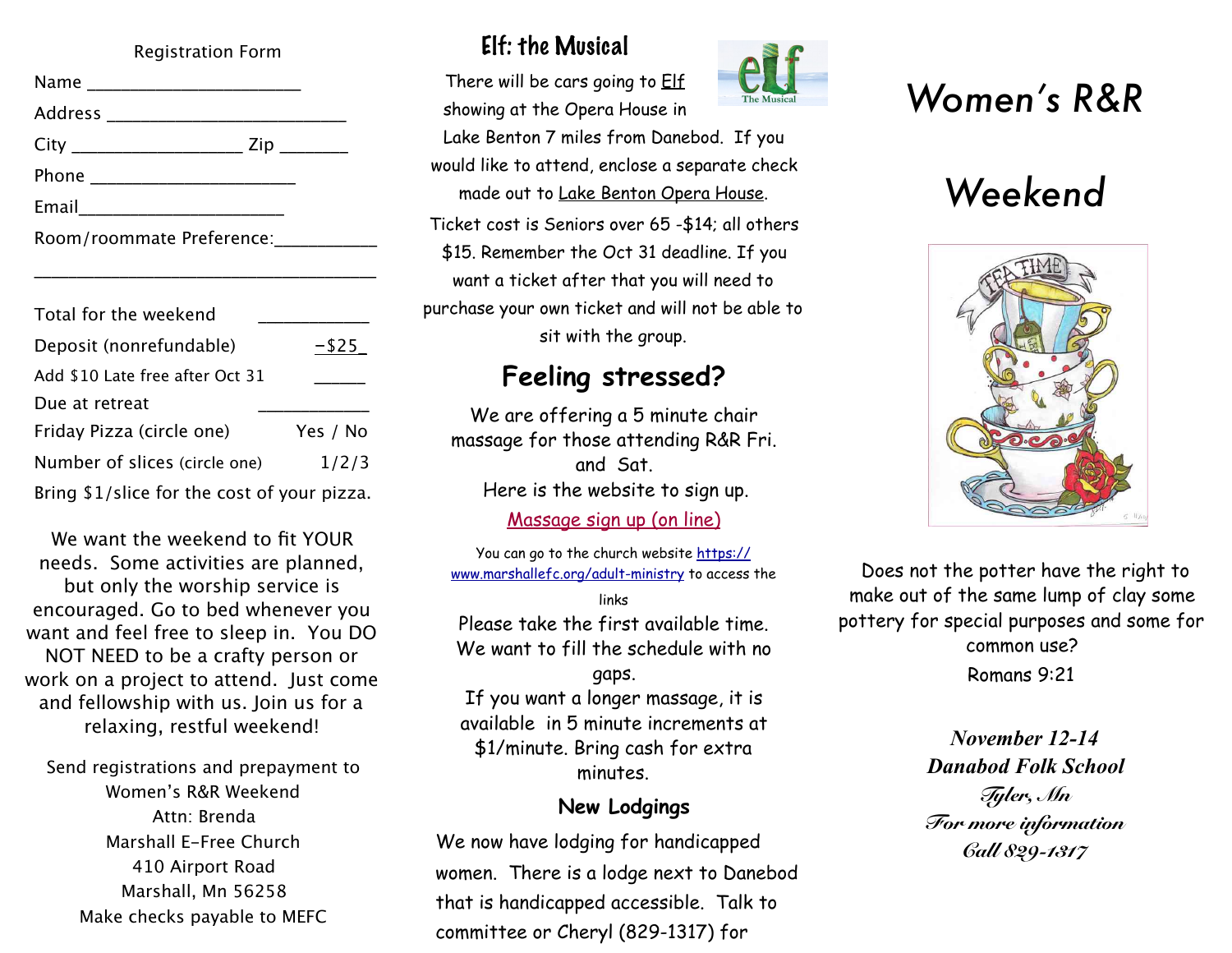Registration Form

Name ______________________

Address _________________________

City _________________ Zip _______

Phone _____________________

Email_____________________

Room/roommate Preference:___________

___________________________________

| | |
|---|---|
| Total for the weekend | ___________ |
| Deposit (nonrefundable) | -$25 |
| Add $10 Late free after Oct 31 | _____ |
| Due at retreat | ___________ |
| Friday Pizza (circle one) | Yes / No |
| Number of slices (circle one) | 1/2/3 |

Bring $1/slice for the cost of your pizza.

We want the weekend to fit YOUR needs. Some activities are planned, but only the worship service is encouraged. Go to bed whenever you want and feel free to sleep in. You DO NOT NEED to be a crafty person or work on a project to attend. Just come and fellowship with us. Join us for a relaxing, restful weekend!

Send registrations and prepayment to
Women's R&R Weekend
Attn: Brenda
Marshall E-Free Church
410 Airport Road
Marshall, Mn 56258
Make checks payable to MEFC

## Elf: the Musical

There will be cars going to Elf showing at the Opera House in Lake Benton 7 miles from Danebod. If you would like to attend, enclose a separate check made out to Lake Benton Opera House. Ticket cost is Seniors over 65 -$14; all others $15. Remember the Oct 31 deadline. If you want a ticket after that you will need to purchase your own ticket and will not be able to sit with the group.

## Feeling stressed?

We are offering a 5 minute chair massage for those attending R&R Fri. and Sat.
Here is the website to sign up.

Massage sign up (on line)

You can go to the church website https://www.marshallefc.org/adult-ministry to access the links

Please take the first available time. We want to fill the schedule with no gaps.
If you want a longer massage, it is available in 5 minute increments at $1/minute. Bring cash for extra minutes.

### New Lodgings

We now have lodging for handicapped women. There is a lodge next to Danebod that is handicapped accessible. Talk to committee or Cheryl (829-1317) for

# Women's R&R Weekend

Does not the potter have the right to make out of the same lump of clay some pottery for special purposes and some for common use?
Romans 9:21

*November 12-14*
*Danabod Folk School*
*Tyler, Mn*
*For more information*
*Call 829-1317*